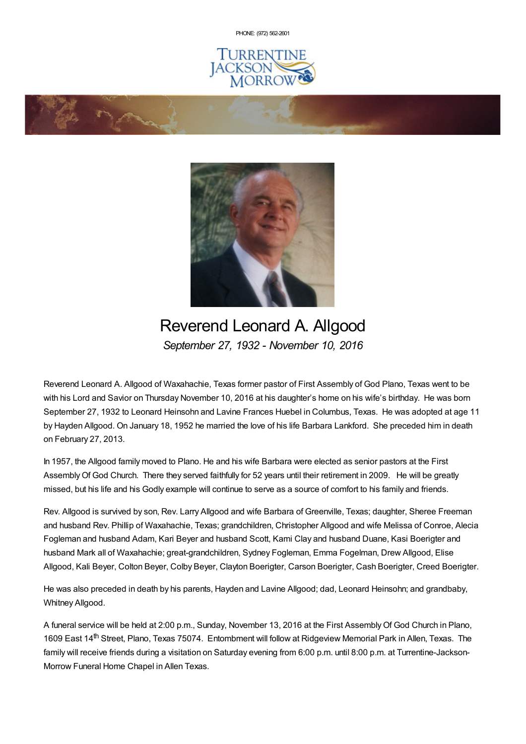PHONE: (972) 562-2601

TURRENTINE JACKSON MORROW

# Reverend Leonard A. Allgood

*September 27, 1932 - November 10, 2016*

Reverend Leonard A. Allgood of Waxahachie, Texas former pastor of First Assembly of God Plano, Texas went to be with his Lord and Savior on Thursday November 10, 2016 at his daughter's home on his wife's birthday. He was born September 27, 1932 to Leonard Heinsohn and Lavine Frances Huebel in Columbus, Texas. He was adopted at age 11 by Hayden Allgood. On January 18, 1952 he married the love of his life Barbara Lankford. She preceded him in death on February 27, 2013.

In 1957, the Allgood family moved to Plano. He and his wife Barbara were elected as senior pastors at the First Assembly Of God Church. There they served faithfully for 52 years until their retirement in 2009. He will be greatly missed, but his life and his Godly example will continue to serve as a source of comfort to his family and friends.

Rev. Allgood is survived by son, Rev. Larry Allgood and wife Barbara of Greenville, Texas; daughter, Sheree Freeman and husband Rev. Phillip of Waxahachie, Texas; grandchildren, Christopher Allgood and wife Melissa of Conroe, Alecia Fogleman and husband Adam, Kari Beyer and husband Scott, Kami Clay and husband Duane, Kasi Boerigter and husband Mark all of Waxahachie; great-grandchildren, Sydney Fogleman, Emma Fogelman, Drew Allgood, Elise Allgood, Kali Beyer, Colton Beyer, Colby Beyer, Clayton Boerigter, Carson Boerigter, Cash Boerigter, Creed Boerigter.

He was also preceded in death by his parents, Hayden and Lavine Allgood; dad, Leonard Heinsohn; and grandbaby, Whitney Allgood.

A funeral service will be held at 2:00 p.m., Sunday, November 13, 2016 at the First Assembly Of God Church in Plano, 1609 East 14th Street, Plano, Texas 75074. Entombment will follow at Ridgeview Memorial Park in Allen, Texas. The family will receive friends during a visitation on Saturday evening from 6:00 p.m. until 8:00 p.m. at Turrentine-Jackson-Morrow Funeral Home Chapel in Allen Texas.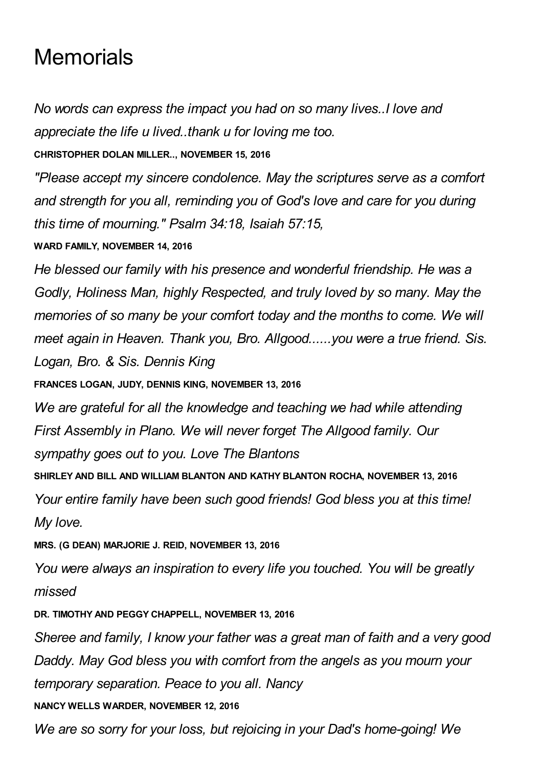# Memorials

*No words can express the impact you had on so many lives..I love and appreciate the life u lived..thank u for loving me too.*

**CHRISTOPHER DOLAN MILLER.., NOVEMBER 15, 2016**

*"Please accept my sincere condolence. May the scriptures serve as a comfort and strength for you all, reminding you of God's love and care for you during this time of mourning." Psalm 34:18, Isaiah 57:15,*

**WARD FAMILY, NOVEMBER 14, 2016**

*He blessed our family with his presence and wonderful friendship. He was a Godly, Holiness Man, highly Respected, and truly loved by so many. May the memories of so many be your comfort today and the months to come. We will meet again in Heaven. Thank you, Bro. Allgood......you were a true friend. Sis. Logan, Bro. & Sis. Dennis King*

**FRANCES LOGAN, JUDY, DENNIS KING, NOVEMBER 13, 2016**

*We are grateful for all the knowledge and teaching we had while attending First Assembly in Plano. We will never forget The Allgood family. Our sympathy goes out to you. Love The Blantons*

**SHIRLEY AND BILL AND WILLIAM BLANTON AND KATHY BLANTON ROCHA, NOVEMBER 13, 2016**

*Your entire family have been such good friends! God bless you at this time! My love.*

**MRS. (G DEAN) MARJORIE J. REID, NOVEMBER 13, 2016**

*You were always an inspiration to every life you touched. You will be greatly missed*

**DR. TIMOTHY AND PEGGY CHAPPELL, NOVEMBER 13, 2016**

*Sheree and family, I know your father was a great man of faith and a very good Daddy. May God bless you with comfort from the angels as you mourn your temporary separation. Peace to you all. Nancy*

**NANCY WELLS WARDER, NOVEMBER 12, 2016**

*We are so sorry for your loss, but rejoicing in your Dad's home-going! We*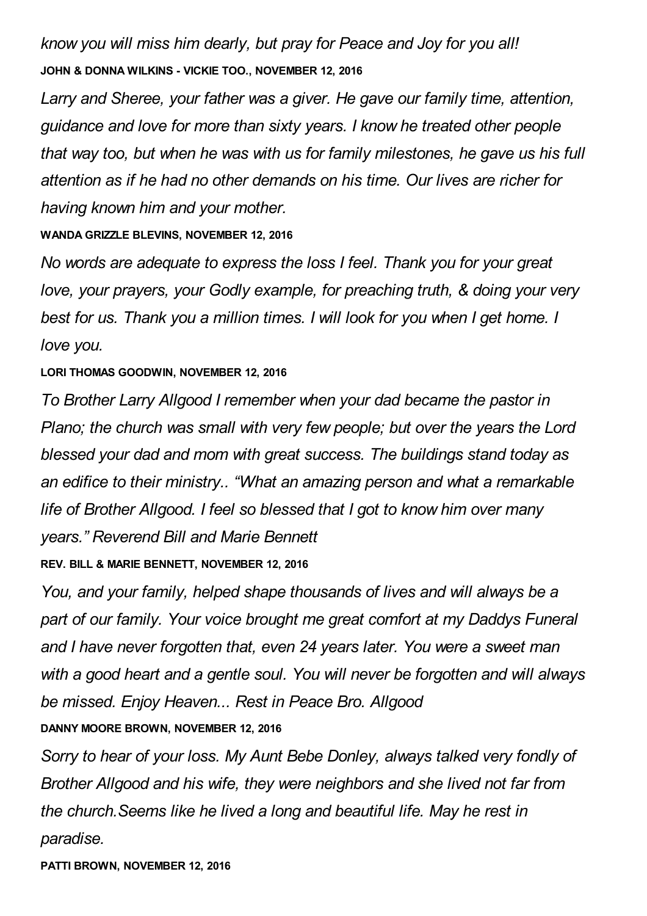*know you will miss him dearly, but pray for Peace and Joy for you all!*

**JOHN & DONNA WILKINS - VICKIE TOO., NOVEMBER 12, 2016**

*Larry and Sheree, your father was a giver. He gave our family time, attention, guidance and love for more than sixty years. I know he treated other people that way too, but when he was with us for family milestones, he gave us his full attention as if he had no other demands on his time. Our lives are richer for having known him and your mother.*

**WANDA GRIZZLE BLEVINS, NOVEMBER 12, 2016**

*No words are adequate to express the loss I feel. Thank you for your great love, your prayers, your Godly example, for preaching truth, & doing your very best for us. Thank you a million times. I will look for you when I get home. I love you.*

**LORI THOMAS GOODWIN, NOVEMBER 12, 2016**

*To Brother Larry Allgood I remember when your dad became the pastor in Plano; the church was small with very few people; but over the years the Lord blessed your dad and mom with great success. The buildings stand today as an edifice to their ministry.. "What an amazing person and what a remarkable life of Brother Allgood. I feel so blessed that I got to know him over many years." Reverend Bill and Marie Bennett*

**REV. BILL & MARIE BENNETT, NOVEMBER 12, 2016**

*You, and your family, helped shape thousands of lives and will always be a part of our family. Your voice brought me great comfort at my Daddys Funeral and I have never forgotten that, even 24 years later. You were a sweet man with a good heart and a gentle soul. You will never be forgotten and will always be missed. Enjoy Heaven... Rest in Peace Bro. Allgood*

**DANNY MOORE BROWN, NOVEMBER 12, 2016**

*Sorry to hear of your loss. My Aunt Bebe Donley, always talked very fondly of Brother Allgood and his wife, they were neighbors and she lived not far from the church.Seems like he lived a long and beautiful life. May he rest in paradise.*

**PATTI BROWN, NOVEMBER 12, 2016**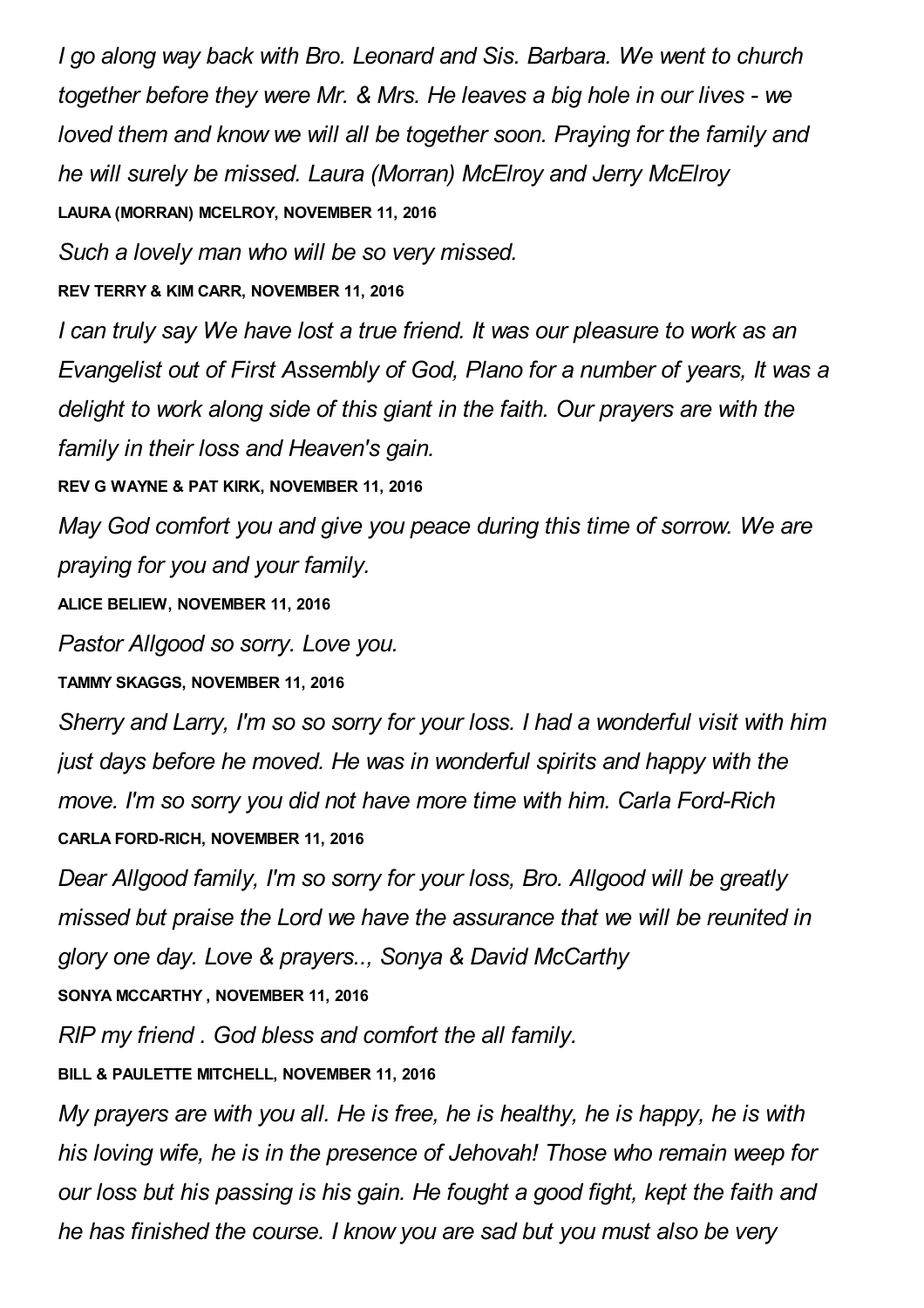*I go along way back with Bro. Leonard and Sis. Barbara. We went to church together before they were Mr. & Mrs. He leaves a big hole in our lives - we loved them and know we will all be together soon. Praying for the family and he will surely be missed. Laura (Morran) McElroy and Jerry McElroy*

**LAURA (MORRAN) MCELROY, NOVEMBER 11, 2016**

*Such a lovely man who will be so very missed.*

**REV TERRY & KIM CARR, NOVEMBER 11, 2016**

*I can truly say We have lost a true friend. It was our pleasure to work as an Evangelist out of First Assembly of God, Plano for a number of years, It was a delight to work along side of this giant in the faith. Our prayers are with the family in their loss and Heaven's gain.*

**REV G WAYNE & PAT KIRK, NOVEMBER 11, 2016**

*May God comfort you and give you peace during this time of sorrow. We are praying for you and your family.*

**ALICE BELIEW, NOVEMBER 11, 2016**

*Pastor Allgood so sorry. Love you.*

**TAMMY SKAGGS, NOVEMBER 11, 2016**

*Sherry and Larry, I'm so so sorry for your loss. I had a wonderful visit with him just days before he moved. He was in wonderful spirits and happy with the move. I'm so sorry you did not have more time with him. Carla Ford-Rich*

**CARLA FORD-RICH, NOVEMBER 11, 2016**

*Dear Allgood family, I'm so sorry for your loss, Bro. Allgood will be greatly missed but praise the Lord we have the assurance that we will be reunited in glory one day. Love & prayers.., Sonya & David McCarthy*

**SONYA MCCARTHY , NOVEMBER 11, 2016**

*RIP my friend . God bless and comfort the all family.*

**BILL & PAULETTE MITCHELL, NOVEMBER 11, 2016**

*My prayers are with you all. He is free, he is healthy, he is happy, he is with his loving wife, he is in the presence of Jehovah! Those who remain weep for our loss but his passing is his gain. He fought a good fight, kept the faith and he has finished the course. I know you are sad but you must also be very*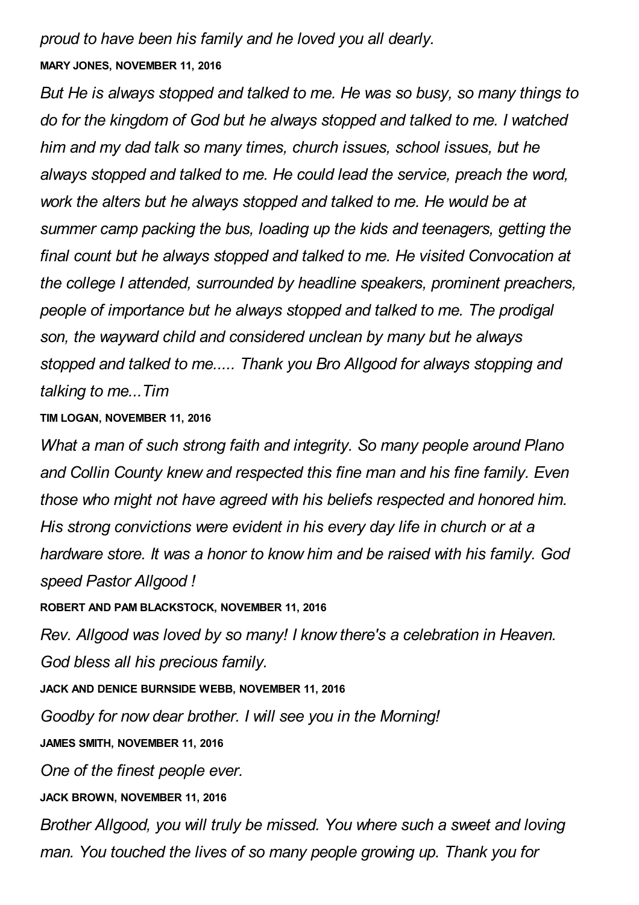*proud to have been his family and he loved you all dearly.*

**MARY JONES, NOVEMBER 11, 2016**

*But He is always stopped and talked to me. He was so busy, so many things to do for the kingdom of God but he always stopped and talked to me. I watched him and my dad talk so many times, church issues, school issues, but he always stopped and talked to me. He could lead the service, preach the word, work the alters but he always stopped and talked to me. He would be at summer camp packing the bus, loading up the kids and teenagers, getting the final count but he always stopped and talked to me. He visited Convocation at the college I attended, surrounded by headline speakers, prominent preachers, people of importance but he always stopped and talked to me. The prodigal son, the wayward child and considered unclean by many but he always stopped and talked to me..... Thank you Bro Allgood for always stopping and talking to me...Tim*

**TIM LOGAN, NOVEMBER 11, 2016**

*What a man of such strong faith and integrity. So many people around Plano and Collin County knew and respected this fine man and his fine family. Even those who might not have agreed with his beliefs respected and honored him. His strong convictions were evident in his every day life in church or at a hardware store. It was a honor to know him and be raised with his family. God speed Pastor Allgood !*

**ROBERT AND PAM BLACKSTOCK, NOVEMBER 11, 2016**

*Rev. Allgood was loved by so many! I know there's a celebration in Heaven. God bless all his precious family.*

**JACK AND DENICE BURNSIDE WEBB, NOVEMBER 11, 2016**

*Goodby for now dear brother. I will see you in the Morning!*

**JAMES SMITH, NOVEMBER 11, 2016**

*One of the finest people ever.*

**JACK BROWN, NOVEMBER 11, 2016**

*Brother Allgood, you will truly be missed. You where such a sweet and loving man. You touched the lives of so many people growing up. Thank you for*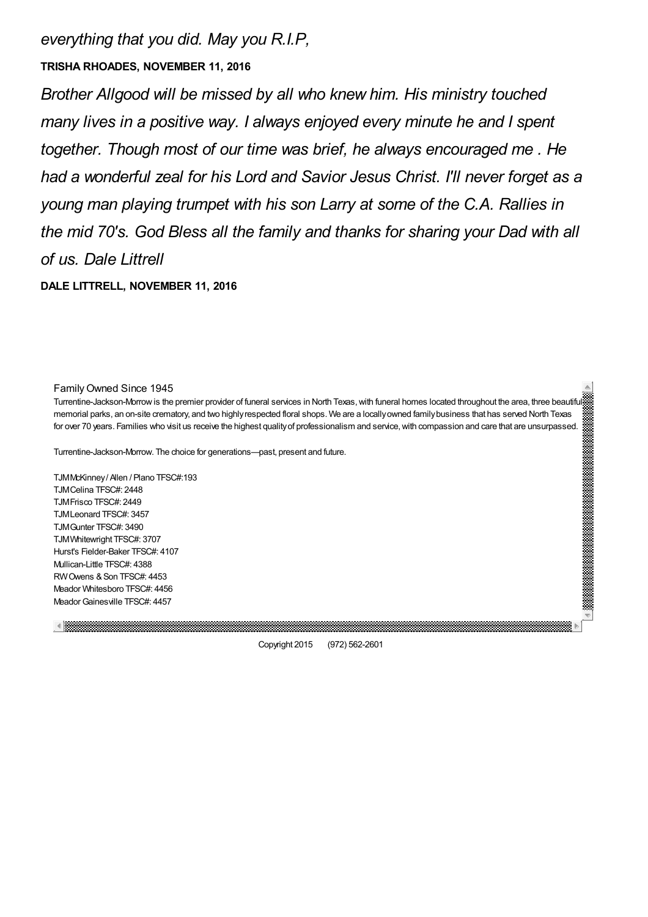*everything that you did. May you R.I.P,*

**TRISHA RHOADES, NOVEMBER 11, 2016**

*Brother Allgood will be missed by all who knew him. His ministry touched many lives in a positive way. I always enjoyed every minute he and I spent together. Though most of our time was brief, he always encouraged me . He had a wonderful zeal for his Lord and Savior Jesus Christ. I'll never forget as a young man playing trumpet with his son Larry at some of the C.A. Rallies in the mid 70's. God Bless all the family and thanks for sharing your Dad with all of us. Dale Littrell*

**DALE LITTRELL, NOVEMBER 11, 2016**

Family Owned Since 1945

Turrentine-Jackson-Morrow is the premier provider of funeral services in North Texas, with funeral homes located throughout the area, three beautiful memorial parks, an on-site crematory, and two highly respected floral shops. We are a locally owned family business that has served North Texas for over 70 years. Families who visit us receive the highest quality of professionalism and service, with compassion and care that are unsurpassed.

Turrentine-Jackson-Morrow. The choice for generations—past, present and future.

TJM McKinney / Allen / Plano TFSC#:193
TJM Celina TFSC#: 2448
TJM Frisco TFSC#: 2449
TJM Leonard TFSC#: 3457
TJM Gunter TFSC#: 3490
TJM Whitewright TFSC#: 3707
Hurst's Fielder-Baker TFSC#: 4107
Mullican-Little TFSC#: 4388
RW Owens & Son TFSC#: 4453
Meador Whitesboro TFSC#: 4456
Meador Gainesville TFSC#: 4457

Copyright 2015 (972) 562-2601